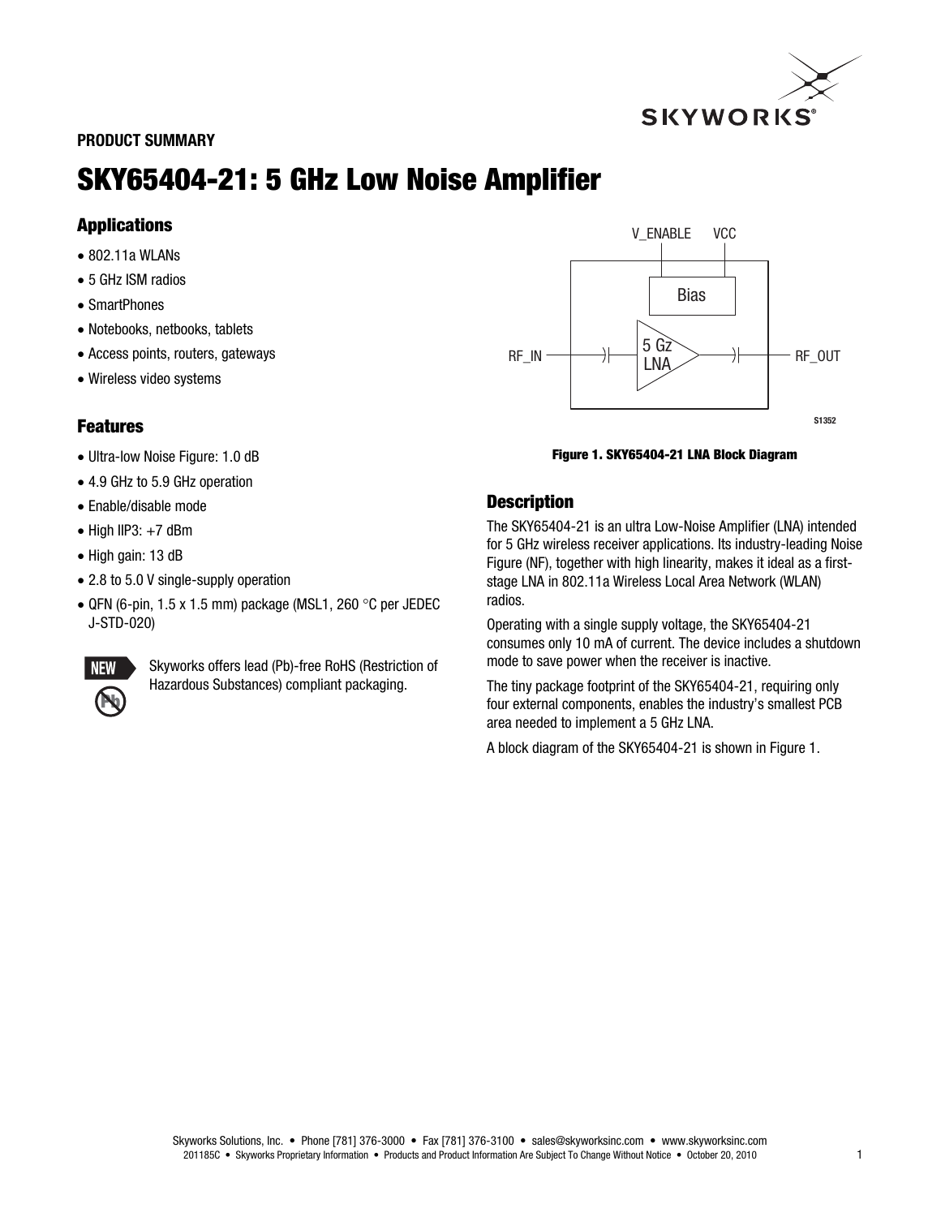**PRODUCT SUMMARY**

# SKY65404-21: 5 GHz Low Noise Amplifier

## Applications

- 802.11a WLANs
- 5 GHz ISM radios
- SmartPhones
- Notebooks, netbooks, tablets
- Access points, routers, gateways
- Wireless video systems

## Features

- Ultra-low Noise Figure: 1.0 dB
- 4.9 GHz to 5.9 GHz operation
- Enable/disable mode
- High IIP3: +7 dBm
- High gain: 13 dB
- 2.8 to 5.0 V single-supply operation
- QFN (6-pin, 1.5 x 1.5 mm) package (MSL1, 260 °C per JEDEC J-STD-020)

Skyworks offers lead (Pb)-free RoHS (Restriction of Hazardous Substances) compliant packaging.

**Figure 1. SKY65404-21 LNA Block Diagram**

## Description

The SKY65404-21 is an ultra Low-Noise Amplifier (LNA) intended for 5 GHz wireless receiver applications. Its industry-leading Noise Figure (NF), together with high linearity, makes it ideal as a first-stage LNA in 802.11a Wireless Local Area Network (WLAN) radios.

Operating with a single supply voltage, the SKY65404-21 consumes only 10 mA of current. The device includes a shutdown mode to save power when the receiver is inactive.

The tiny package footprint of the SKY65404-21, requiring only four external components, enables the industry's smallest PCB area needed to implement a 5 GHz LNA.

A block diagram of the SKY65404-21 is shown in Figure 1.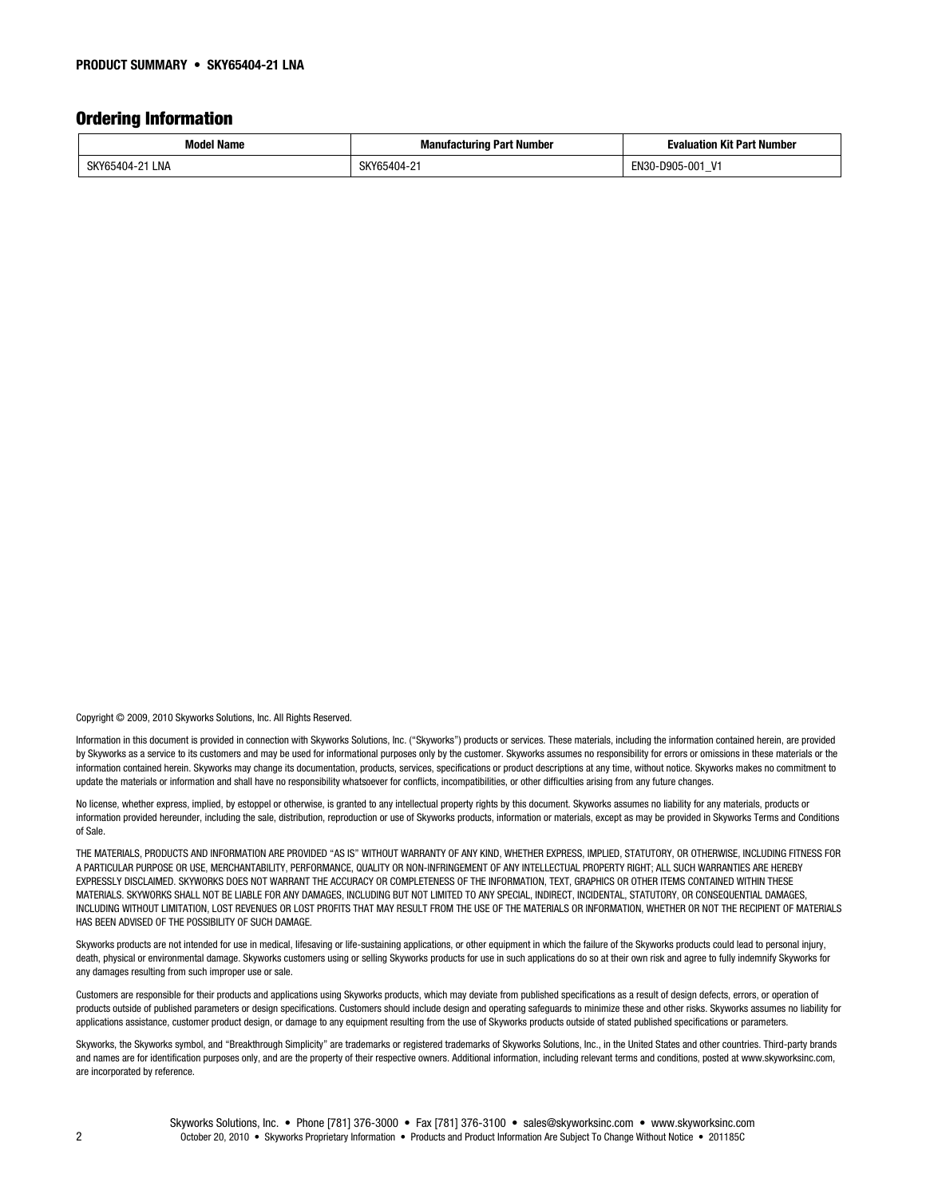## Ordering Information

| Model Name | Manufacturing Part Number | Evaluation Kit Part Number |
| --- | --- | --- |
| SKY65404-21 LNA | SKY65404-21 | EN30-D905-001_V1 |

Copyright © 2009, 2010 Skyworks Solutions, Inc. All Rights Reserved.

Information in this document is provided in connection with Skyworks Solutions, Inc. ("Skyworks") products or services. These materials, including the information contained herein, are provided by Skyworks as a service to its customers and may be used for informational purposes only by the customer. Skyworks assumes no responsibility for errors or omissions in these materials or the information contained herein. Skyworks may change its documentation, products, services, specifications or product descriptions at any time, without notice. Skyworks makes no commitment to update the materials or information and shall have no responsibility whatsoever for conflicts, incompatibilities, or other difficulties arising from any future changes.

No license, whether express, implied, by estoppel or otherwise, is granted to any intellectual property rights by this document. Skyworks assumes no liability for any materials, products or information provided hereunder, including the sale, distribution, reproduction or use of Skyworks products, information or materials, except as may be provided in Skyworks Terms and Conditions of Sale.

THE MATERIALS, PRODUCTS AND INFORMATION ARE PROVIDED "AS IS" WITHOUT WARRANTY OF ANY KIND, WHETHER EXPRESS, IMPLIED, STATUTORY, OR OTHERWISE, INCLUDING FITNESS FOR A PARTICULAR PURPOSE OR USE, MERCHANTABILITY, PERFORMANCE, QUALITY OR NON-INFRINGEMENT OF ANY INTELLECTUAL PROPERTY RIGHT; ALL SUCH WARRANTIES ARE HEREBY EXPRESSLY DISCLAIMED. SKYWORKS DOES NOT WARRANT THE ACCURACY OR COMPLETENESS OF THE INFORMATION, TEXT, GRAPHICS OR OTHER ITEMS CONTAINED WITHIN THESE MATERIALS. SKYWORKS SHALL NOT BE LIABLE FOR ANY DAMAGES, INCLUDING BUT NOT LIMITED TO ANY SPECIAL, INDIRECT, INCIDENTAL, STATUTORY, OR CONSEQUENTIAL DAMAGES, INCLUDING WITHOUT LIMITATION, LOST REVENUES OR LOST PROFITS THAT MAY RESULT FROM THE USE OF THE MATERIALS OR INFORMATION, WHETHER OR NOT THE RECIPIENT OF MATERIALS HAS BEEN ADVISED OF THE POSSIBILITY OF SUCH DAMAGE.

Skyworks products are not intended for use in medical, lifesaving or life-sustaining applications, or other equipment in which the failure of the Skyworks products could lead to personal injury, death, physical or environmental damage. Skyworks customers using or selling Skyworks products for use in such applications do so at their own risk and agree to fully indemnify Skyworks for any damages resulting from such improper use or sale.

Customers are responsible for their products and applications using Skyworks products, which may deviate from published specifications as a result of design defects, errors, or operation of products outside of published parameters or design specifications. Customers should include design and operating safeguards to minimize these and other risks. Skyworks assumes no liability for applications assistance, customer product design, or damage to any equipment resulting from the use of Skyworks products outside of stated published specifications or parameters.

Skyworks, the Skyworks symbol, and "Breakthrough Simplicity" are trademarks or registered trademarks of Skyworks Solutions, Inc., in the United States and other countries. Third-party brands and names are for identification purposes only, and are the property of their respective owners. Additional information, including relevant terms and conditions, posted at www.skyworksinc.com, are incorporated by reference.